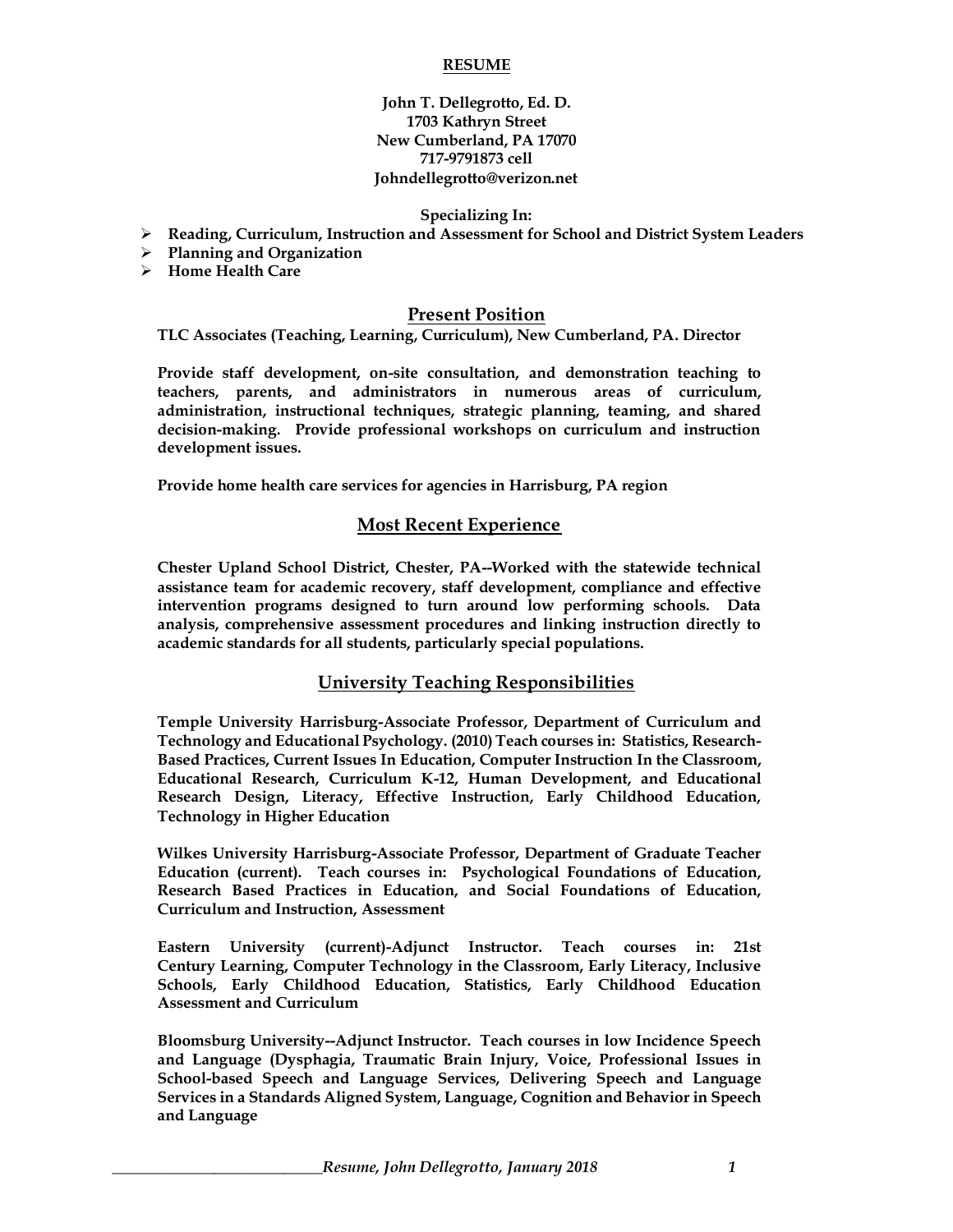**RESUME**

**John T. Dellegrotto, Ed. D.**
**1703 Kathryn Street**
**New Cumberland, PA 17070**
**717-9791873 cell**
**Johndellegrotto@verizon.net**

**Specializing In:**

- **Reading, Curriculum, Instruction and Assessment for School and District System Leaders**
- **Planning and Organization**
- **Home Health Care**

## Present Position

**TLC Associates (Teaching, Learning, Curriculum), New Cumberland, PA. Director**

**Provide staff development, on-site consultation, and demonstration teaching to teachers, parents, and administrators in numerous areas of curriculum, administration, instructional techniques, strategic planning, teaming, and shared decision-making. Provide professional workshops on curriculum and instruction development issues.**

**Provide home health care services for agencies in Harrisburg, PA region**

## Most Recent Experience

**Chester Upland School District, Chester, PA--Worked with the statewide technical assistance team for academic recovery, staff development, compliance and effective intervention programs designed to turn around low performing schools. Data analysis, comprehensive assessment procedures and linking instruction directly to academic standards for all students, particularly special populations.**

## University Teaching Responsibilities

**Temple University Harrisburg-Associate Professor, Department of Curriculum and Technology and Educational Psychology. (2010) Teach courses in: Statistics, Research-Based Practices, Current Issues In Education, Computer Instruction In the Classroom, Educational Research, Curriculum K-12, Human Development, and Educational Research Design, Literacy, Effective Instruction, Early Childhood Education, Technology in Higher Education**

**Wilkes University Harrisburg-Associate Professor, Department of Graduate Teacher Education (current). Teach courses in: Psychological Foundations of Education, Research Based Practices in Education, and Social Foundations of Education, Curriculum and Instruction, Assessment**

**Eastern University (current)-Adjunct Instructor. Teach courses in: 21st Century Learning, Computer Technology in the Classroom, Early Literacy, Inclusive Schools, Early Childhood Education, Statistics, Early Childhood Education Assessment and Curriculum**

**Bloomsburg University--Adjunct Instructor. Teach courses in low Incidence Speech and Language (Dysphagia, Traumatic Brain Injury, Voice, Professional Issues in School-based Speech and Language Services, Delivering Speech and Language Services in a Standards Aligned System, Language, Cognition and Behavior in Speech and Language**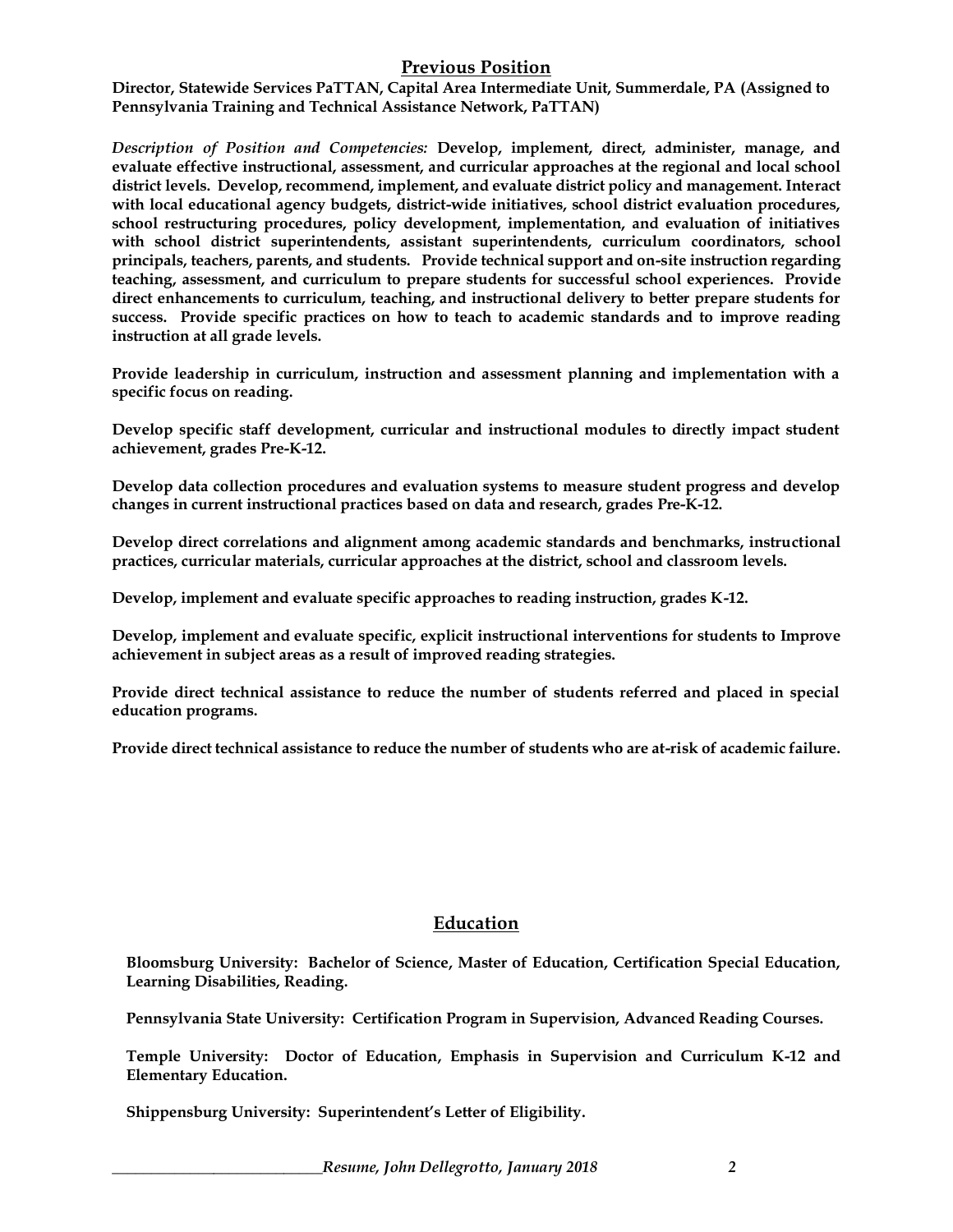## Previous Position

**Director, Statewide Services PaTTAN, Capital Area Intermediate Unit, Summerdale, PA (Assigned to Pennsylvania Training and Technical Assistance Network, PaTTAN)**

*Description of Position and Competencies:* **Develop, implement, direct, administer, manage, and evaluate effective instructional, assessment, and curricular approaches at the regional and local school district levels. Develop, recommend, implement, and evaluate district policy and management. Interact with local educational agency budgets, district-wide initiatives, school district evaluation procedures, school restructuring procedures, policy development, implementation, and evaluation of initiatives with school district superintendents, assistant superintendents, curriculum coordinators, school principals, teachers, parents, and students. Provide technical support and on-site instruction regarding teaching, assessment, and curriculum to prepare students for successful school experiences. Provide direct enhancements to curriculum, teaching, and instructional delivery to better prepare students for success. Provide specific practices on how to teach to academic standards and to improve reading instruction at all grade levels.**

**Provide leadership in curriculum, instruction and assessment planning and implementation with a specific focus on reading.**

**Develop specific staff development, curricular and instructional modules to directly impact student achievement, grades Pre-K-12.**

**Develop data collection procedures and evaluation systems to measure student progress and develop changes in current instructional practices based on data and research, grades Pre-K-12.**

**Develop direct correlations and alignment among academic standards and benchmarks, instructional practices, curricular materials, curricular approaches at the district, school and classroom levels.**

**Develop, implement and evaluate specific approaches to reading instruction, grades K-12.**

**Develop, implement and evaluate specific, explicit instructional interventions for students to Improve achievement in subject areas as a result of improved reading strategies.**

**Provide direct technical assistance to reduce the number of students referred and placed in special education programs.**

**Provide direct technical assistance to reduce the number of students who are at-risk of academic failure.**

## Education

**Bloomsburg University: Bachelor of Science, Master of Education, Certification Special Education, Learning Disabilities, Reading.**

**Pennsylvania State University: Certification Program in Supervision, Advanced Reading Courses.**

**Temple University: Doctor of Education, Emphasis in Supervision and Curriculum K-12 and Elementary Education.**

**Shippensburg University: Superintendent's Letter of Eligibility.**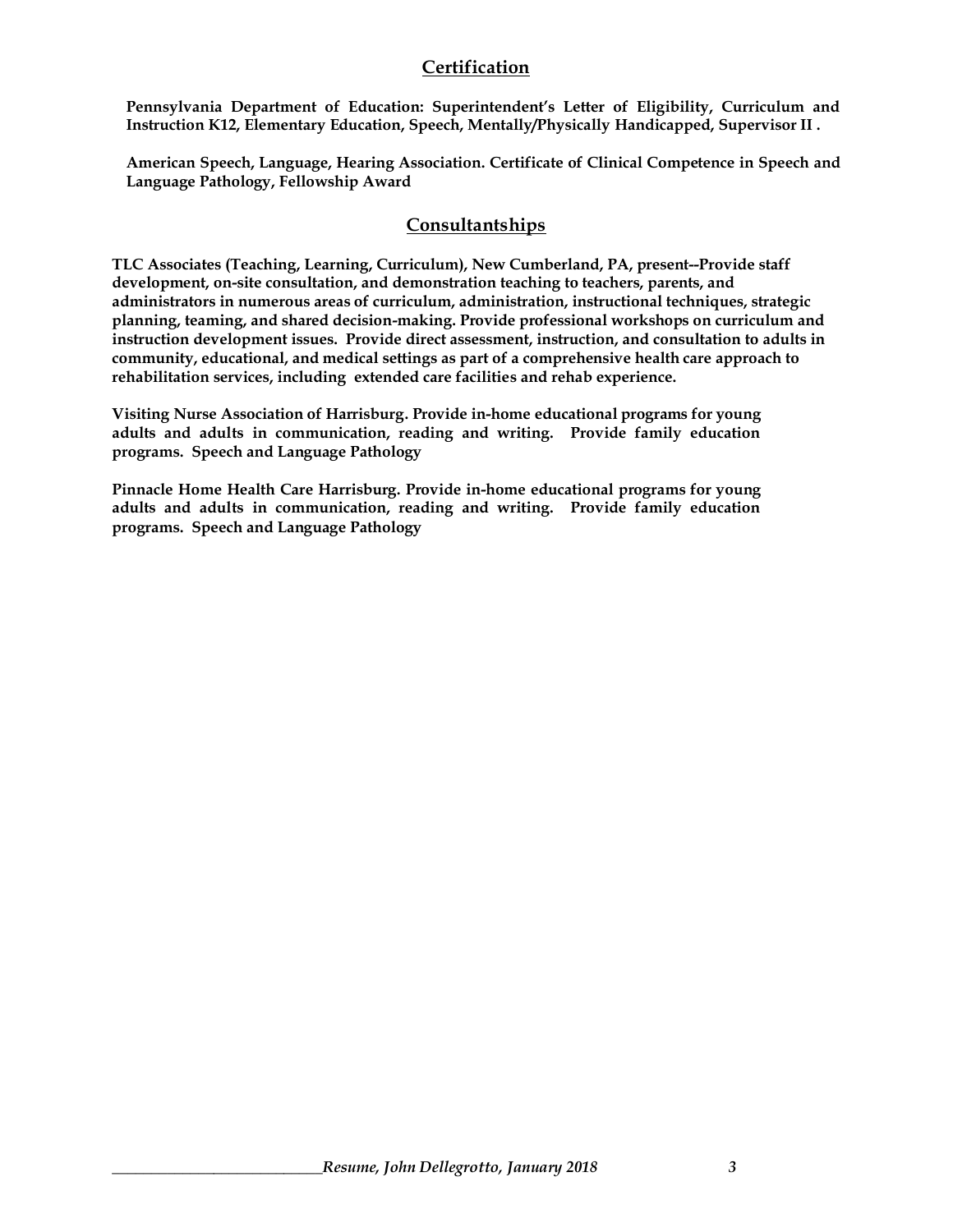## Certification

**Pennsylvania Department of Education: Superintendent's Letter of Eligibility, Curriculum and Instruction K12, Elementary Education, Speech, Mentally/Physically Handicapped, Supervisor II .**

**American Speech, Language, Hearing Association. Certificate of Clinical Competence in Speech and Language Pathology, Fellowship Award**

## Consultantships

**TLC Associates (Teaching, Learning, Curriculum), New Cumberland, PA, present--Provide staff development, on-site consultation, and demonstration teaching to teachers, parents, and administrators in numerous areas of curriculum, administration, instructional techniques, strategic planning, teaming, and shared decision-making. Provide professional workshops on curriculum and instruction development issues. Provide direct assessment, instruction, and consultation to adults in community, educational, and medical settings as part of a comprehensive health care approach to rehabilitation services, including extended care facilities and rehab experience.**

**Visiting Nurse Association of Harrisburg. Provide in-home educational programs for young adults and adults in communication, reading and writing. Provide family education programs. Speech and Language Pathology**

**Pinnacle Home Health Care Harrisburg. Provide in-home educational programs for young adults and adults in communication, reading and writing. Provide family education programs. Speech and Language Pathology**